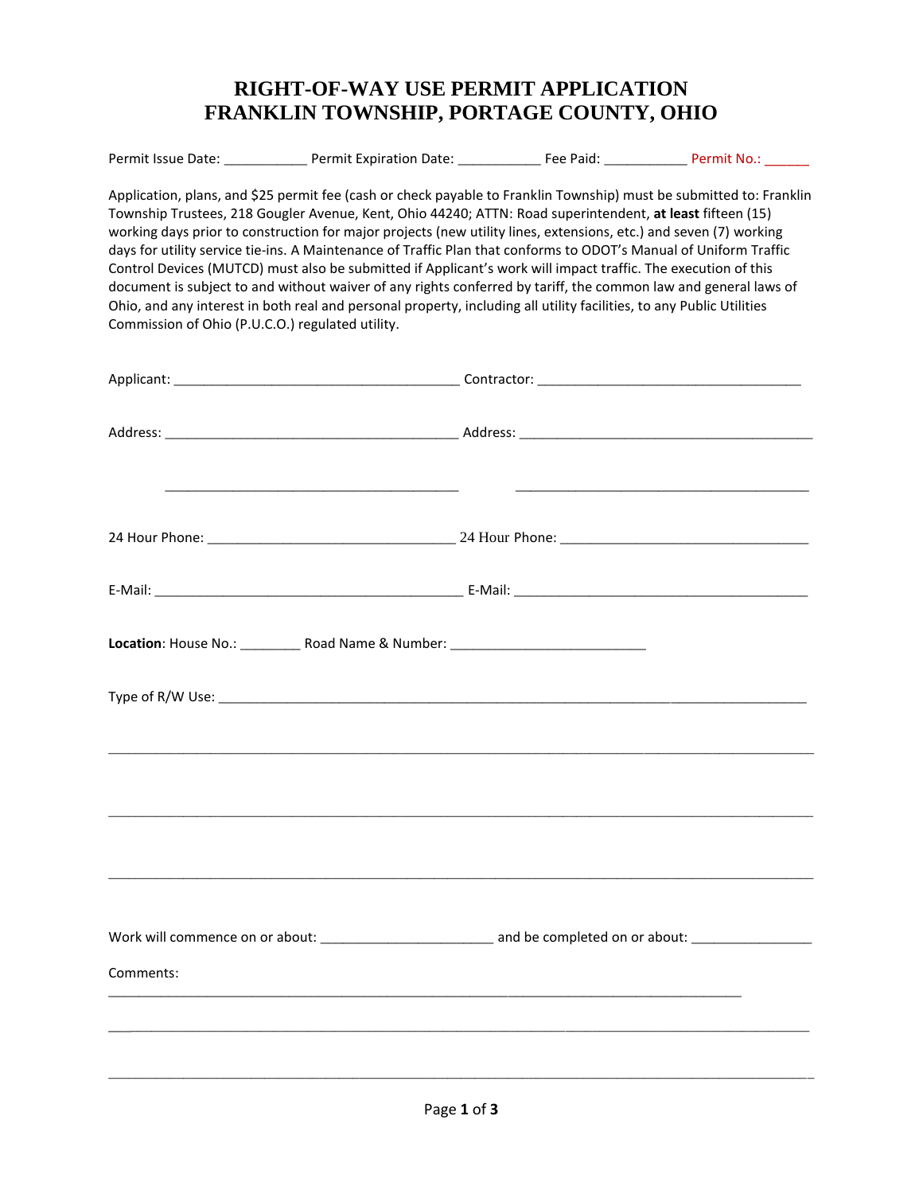# RIGHT-OF-WAY USE PERMIT APPLICATION
# FRANKLIN TOWNSHIP, PORTAGE COUNTY, OHIO

Permit Issue Date: ___________ Permit Expiration Date: ___________ Fee Paid: ___________ Permit No.: ______

Application, plans, and $25 permit fee (cash or check payable to Franklin Township) must be submitted to: Franklin Township Trustees, 218 Gougler Avenue, Kent, Ohio 44240; ATTN: Road superintendent, **at least** fifteen (15) working days prior to construction for major projects (new utility lines, extensions, etc.) and seven (7) working days for utility service tie-ins. A Maintenance of Traffic Plan that conforms to ODOT's Manual of Uniform Traffic Control Devices (MUTCD) must also be submitted if Applicant's work will impact traffic. The execution of this document is subject to and without waiver of any rights conferred by tariff, the common law and general laws of Ohio, and any interest in both real and personal property, including all utility facilities, to any Public Utilities Commission of Ohio (P.U.C.O.) regulated utility.

Applicant: ______________________________________ Contractor: ____________________________________

Address: _______________________________________ Address: _______________________________________

_______________________________________ _______________________________________

24 Hour Phone: _________________________________ 24 Hour Phone: _________________________________

E-Mail: _________________________________________ E-Mail: _______________________________________

**Location**: House No.: ________ Road Name & Number: __________________________

Type of R/W Use: _____________________________________________________________________________

_____________________________________________________________________________________________

_____________________________________________________________________________________________

_____________________________________________________________________________________________

Work will commence on or about: ______________________ and be completed on or about: ________________

Comments:

_____________________________________________________________________________________________

_____________________________________________________________________________________________

_____________________________________________________________________________________________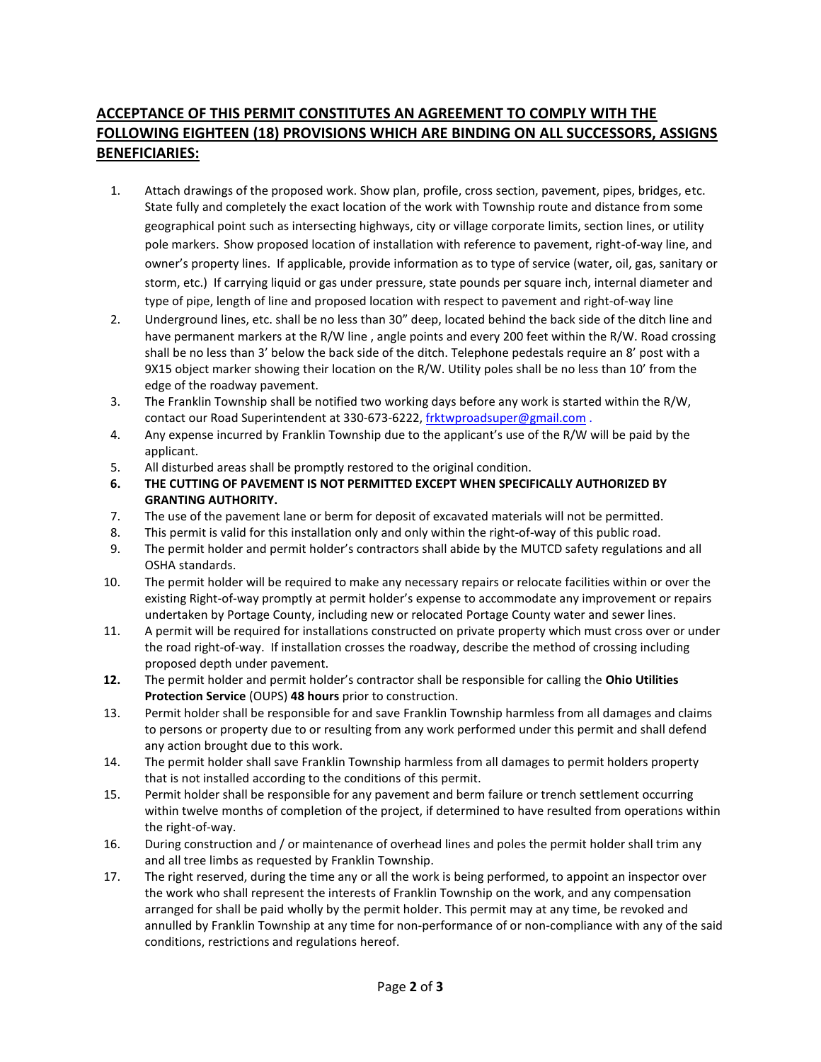## ACCEPTANCE OF THIS PERMIT CONSTITUTES AN AGREEMENT TO COMPLY WITH THE FOLLOWING EIGHTEEN (18) PROVISIONS WHICH ARE BINDING ON ALL SUCCESSORS, ASSIGNS BENEFICIARIES:

1. Attach drawings of the proposed work. Show plan, profile, cross section, pavement, pipes, bridges, etc. State fully and completely the exact location of the work with Township route and distance from some geographical point such as intersecting highways, city or village corporate limits, section lines, or utility pole markers. Show proposed location of installation with reference to pavement, right-of-way line, and owner's property lines. If applicable, provide information as to type of service (water, oil, gas, sanitary or storm, etc.) If carrying liquid or gas under pressure, state pounds per square inch, internal diameter and type of pipe, length of line and proposed location with respect to pavement and right-of-way line
2. Underground lines, etc. shall be no less than 30" deep, located behind the back side of the ditch line and have permanent markers at the R/W line , angle points and every 200 feet within the R/W. Road crossing shall be no less than 3' below the back side of the ditch. Telephone pedestals require an 8' post with a 9X15 object marker showing their location on the R/W. Utility poles shall be no less than 10' from the edge of the roadway pavement.
3. The Franklin Township shall be notified two working days before any work is started within the R/W, contact our Road Superintendent at 330-673-6222, frktwproadsuper@gmail.com .
4. Any expense incurred by Franklin Township due to the applicant's use of the R/W will be paid by the applicant.
5. All disturbed areas shall be promptly restored to the original condition.
6. **THE CUTTING OF PAVEMENT IS NOT PERMITTED EXCEPT WHEN SPECIFICALLY AUTHORIZED BY GRANTING AUTHORITY.**
7. The use of the pavement lane or berm for deposit of excavated materials will not be permitted.
8. This permit is valid for this installation only and only within the right-of-way of this public road.
9. The permit holder and permit holder's contractors shall abide by the MUTCD safety regulations and all OSHA standards.
10. The permit holder will be required to make any necessary repairs or relocate facilities within or over the existing Right-of-way promptly at permit holder's expense to accommodate any improvement or repairs undertaken by Portage County, including new or relocated Portage County water and sewer lines.
11. A permit will be required for installations constructed on private property which must cross over or under the road right-of-way. If installation crosses the roadway, describe the method of crossing including proposed depth under pavement.
12. The permit holder and permit holder's contractor shall be responsible for calling the **Ohio Utilities Protection Service** (OUPS) **48 hours** prior to construction.
13. Permit holder shall be responsible for and save Franklin Township harmless from all damages and claims to persons or property due to or resulting from any work performed under this permit and shall defend any action brought due to this work.
14. The permit holder shall save Franklin Township harmless from all damages to permit holders property that is not installed according to the conditions of this permit.
15. Permit holder shall be responsible for any pavement and berm failure or trench settlement occurring within twelve months of completion of the project, if determined to have resulted from operations within the right-of-way.
16. During construction and / or maintenance of overhead lines and poles the permit holder shall trim any and all tree limbs as requested by Franklin Township.
17. The right reserved, during the time any or all the work is being performed, to appoint an inspector over the work who shall represent the interests of Franklin Township on the work, and any compensation arranged for shall be paid wholly by the permit holder. This permit may at any time, be revoked and annulled by Franklin Township at any time for non-performance of or non-compliance with any of the said conditions, restrictions and regulations hereof.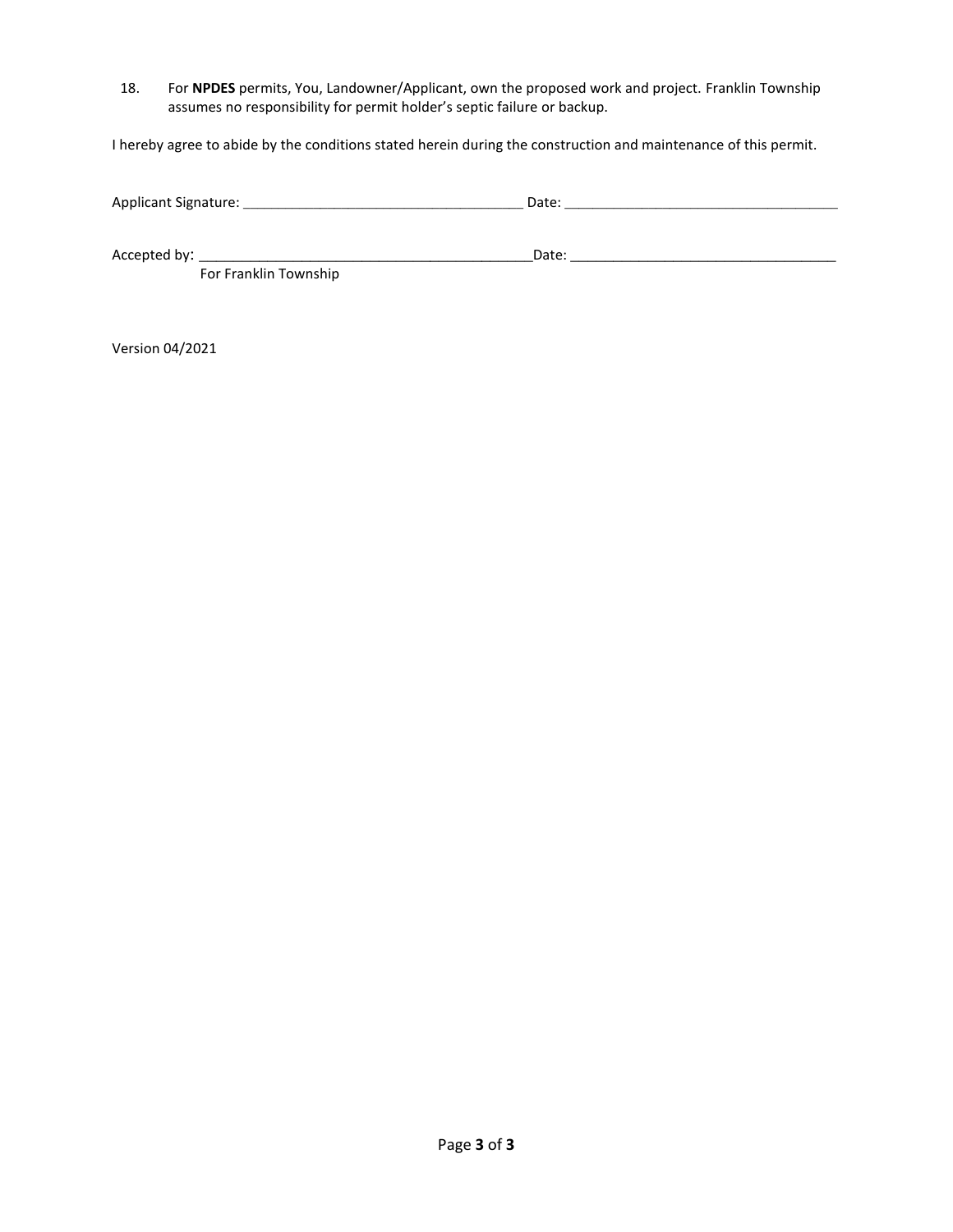18. For **NPDES** permits, You, Landowner/Applicant, own the proposed work and project. Franklin Township assumes no responsibility for permit holder's septic failure or backup.

I hereby agree to abide by the conditions stated herein during the construction and maintenance of this permit.

Applicant Signature: ____________________________________ Date: ____________________________________

Accepted by: ____________________________________________Date: __________________________________
For Franklin Township

Version 04/2021